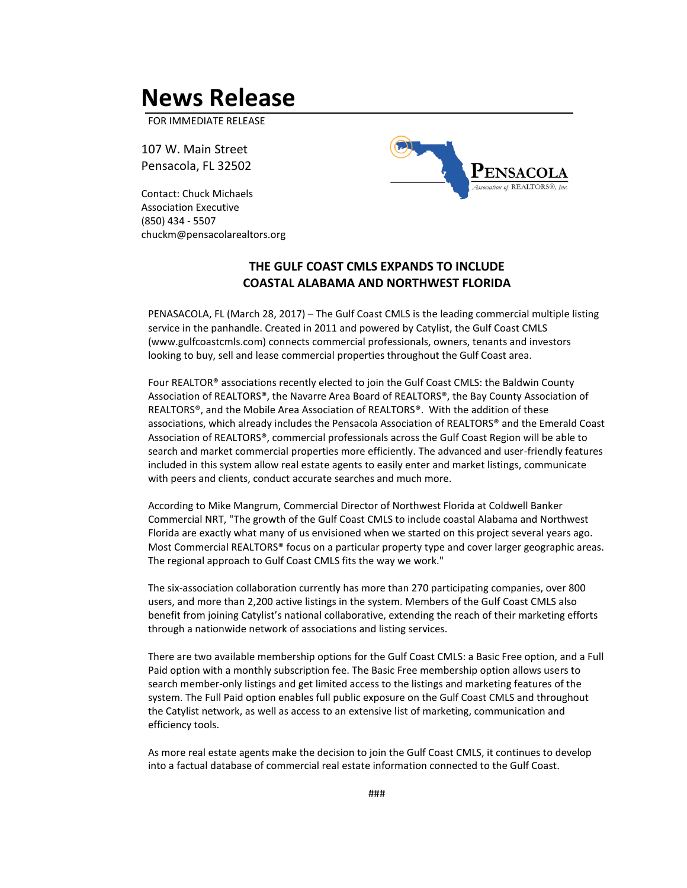# News Release

FOR IMMEDIATE RELEASE

107 W. Main Street
Pensacola, FL 32502

Contact: Chuck Michaels
Association Executive
(850) 434 - 5507
chuckm@pensacolarealtors.org

PENSACOLA
Association of REALTORS®, Inc.

**THE GULF COAST CMLS EXPANDS TO INCLUDE COASTAL ALABAMA AND NORTHWEST FLORIDA**

PENASACOLA, FL (March 28, 2017) – The Gulf Coast CMLS is the leading commercial multiple listing service in the panhandle. Created in 2011 and powered by Catylist, the Gulf Coast CMLS (www.gulfcoastcmls.com) connects commercial professionals, owners, tenants and investors looking to buy, sell and lease commercial properties throughout the Gulf Coast area.

Four REALTOR® associations recently elected to join the Gulf Coast CMLS: the Baldwin County Association of REALTORS®, the Navarre Area Board of REALTORS®, the Bay County Association of REALTORS®, and the Mobile Area Association of REALTORS®. With the addition of these associations, which already includes the Pensacola Association of REALTORS® and the Emerald Coast Association of REALTORS®, commercial professionals across the Gulf Coast Region will be able to search and market commercial properties more efficiently. The advanced and user-friendly features included in this system allow real estate agents to easily enter and market listings, communicate with peers and clients, conduct accurate searches and much more.

According to Mike Mangrum, Commercial Director of Northwest Florida at Coldwell Banker Commercial NRT, "The growth of the Gulf Coast CMLS to include coastal Alabama and Northwest Florida are exactly what many of us envisioned when we started on this project several years ago. Most Commercial REALTORS® focus on a particular property type and cover larger geographic areas. The regional approach to Gulf Coast CMLS fits the way we work."

The six-association collaboration currently has more than 270 participating companies, over 800 users, and more than 2,200 active listings in the system. Members of the Gulf Coast CMLS also benefit from joining Catylist's national collaborative, extending the reach of their marketing efforts through a nationwide network of associations and listing services.

There are two available membership options for the Gulf Coast CMLS: a Basic Free option, and a Full Paid option with a monthly subscription fee. The Basic Free membership option allows users to search member-only listings and get limited access to the listings and marketing features of the system. The Full Paid option enables full public exposure on the Gulf Coast CMLS and throughout the Catylist network, as well as access to an extensive list of marketing, communication and efficiency tools.

As more real estate agents make the decision to join the Gulf Coast CMLS, it continues to develop into a factual database of commercial real estate information connected to the Gulf Coast.

###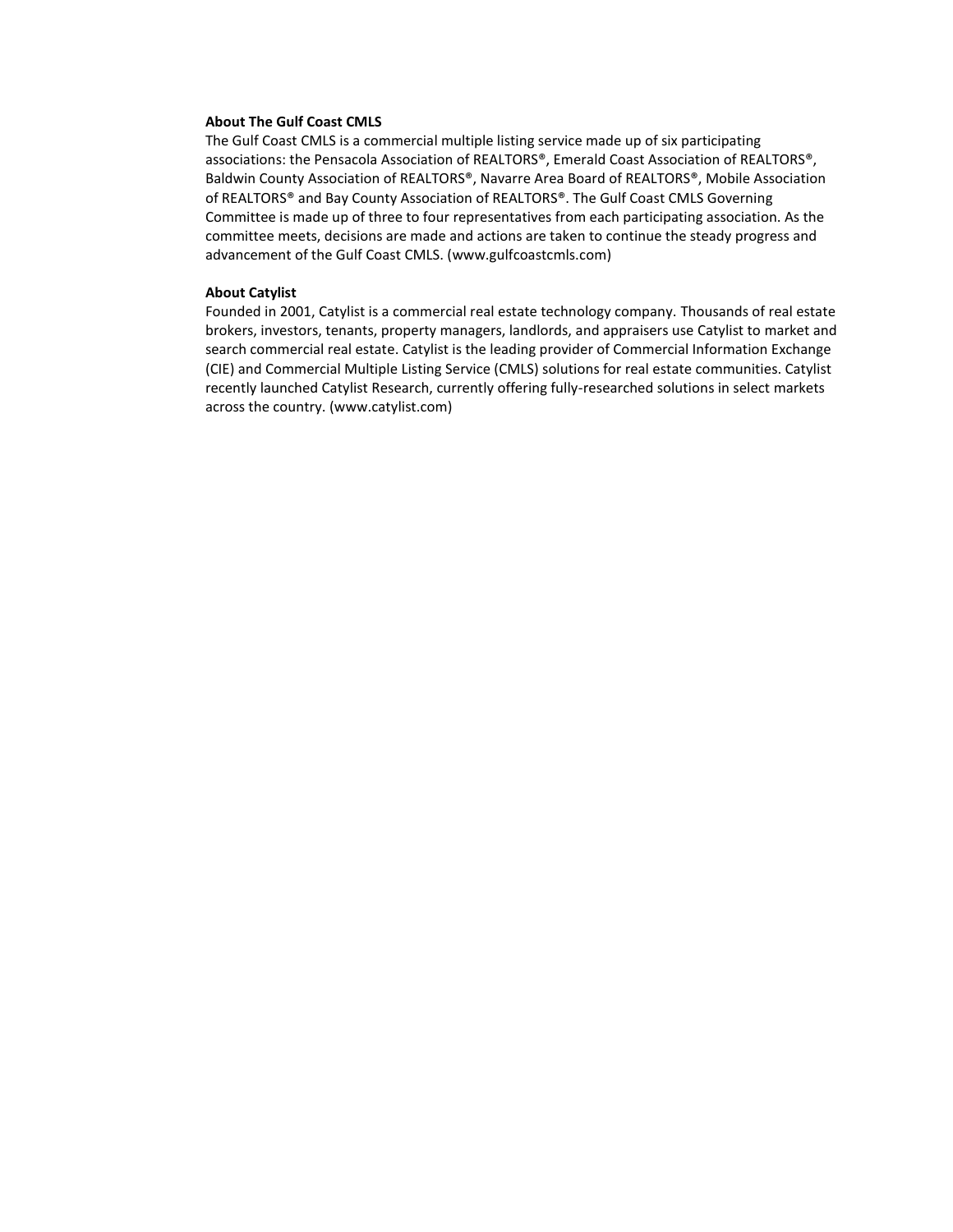**About The Gulf Coast CMLS**
The Gulf Coast CMLS is a commercial multiple listing service made up of six participating associations: the Pensacola Association of REALTORS®, Emerald Coast Association of REALTORS®, Baldwin County Association of REALTORS®, Navarre Area Board of REALTORS®, Mobile Association of REALTORS® and Bay County Association of REALTORS®. The Gulf Coast CMLS Governing Committee is made up of three to four representatives from each participating association. As the committee meets, decisions are made and actions are taken to continue the steady progress and advancement of the Gulf Coast CMLS. (www.gulfcoastcmls.com)

**About Catylist**
Founded in 2001, Catylist is a commercial real estate technology company. Thousands of real estate brokers, investors, tenants, property managers, landlords, and appraisers use Catylist to market and search commercial real estate. Catylist is the leading provider of Commercial Information Exchange (CIE) and Commercial Multiple Listing Service (CMLS) solutions for real estate communities. Catylist recently launched Catylist Research, currently offering fully-researched solutions in select markets across the country. (www.catylist.com)